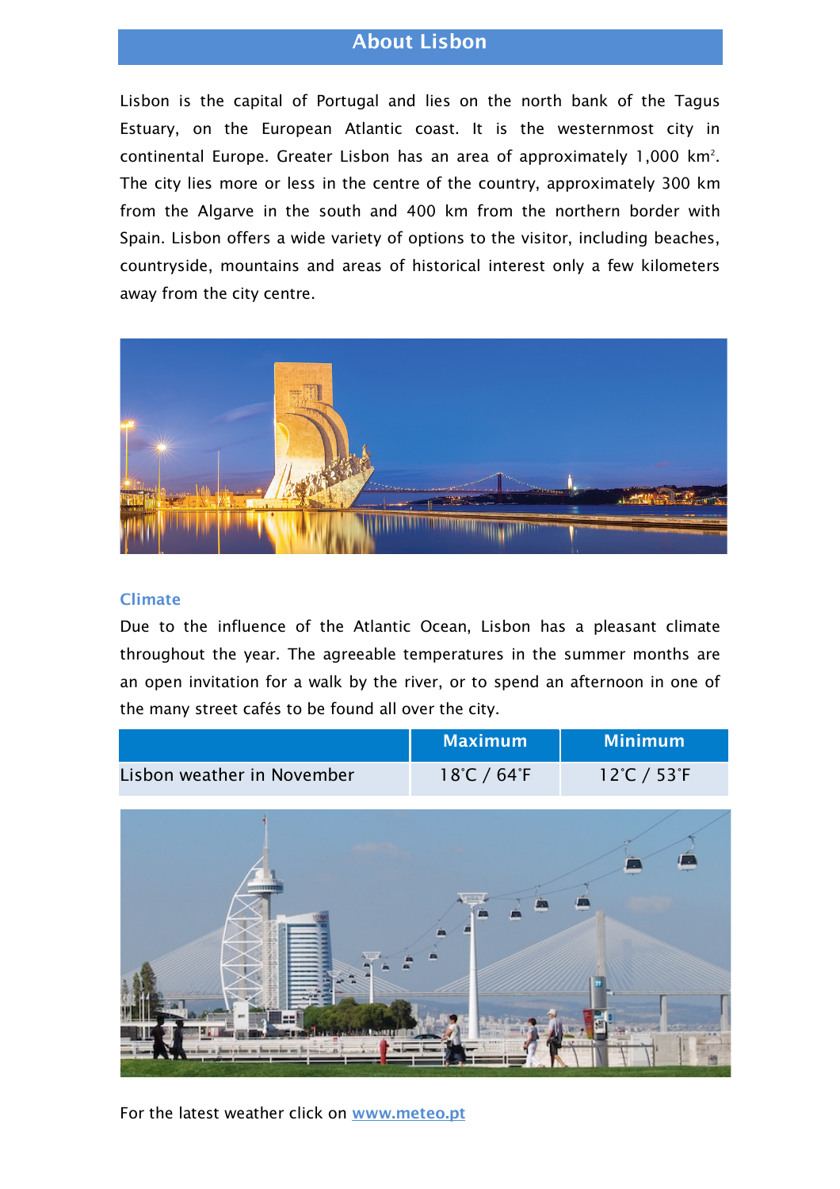# About Lisbon

Lisbon is the capital of Portugal and lies on the north bank of the Tagus Estuary, on the European Atlantic coast. It is the westernmost city in continental Europe. Greater Lisbon has an area of approximately 1,000 km². The city lies more or less in the centre of the country, approximately 300 km from the Algarve in the south and 400 km from the northern border with Spain. Lisbon offers a wide variety of options to the visitor, including beaches, countryside, mountains and areas of historical interest only a few kilometers away from the city centre.

### Climate

Due to the influence of the Atlantic Ocean, Lisbon has a pleasant climate throughout the year. The agreeable temperatures in the summer months are an open invitation for a walk by the river, or to spend an afternoon in one of the many street cafés to be found all over the city.

| | Maximum | Minimum |
|---|---|---|
| Lisbon weather in November | 18°C / 64°F | 12°C / 53°F |

For the latest weather click on **[www.meteo.pt](http://www.meteo.pt)**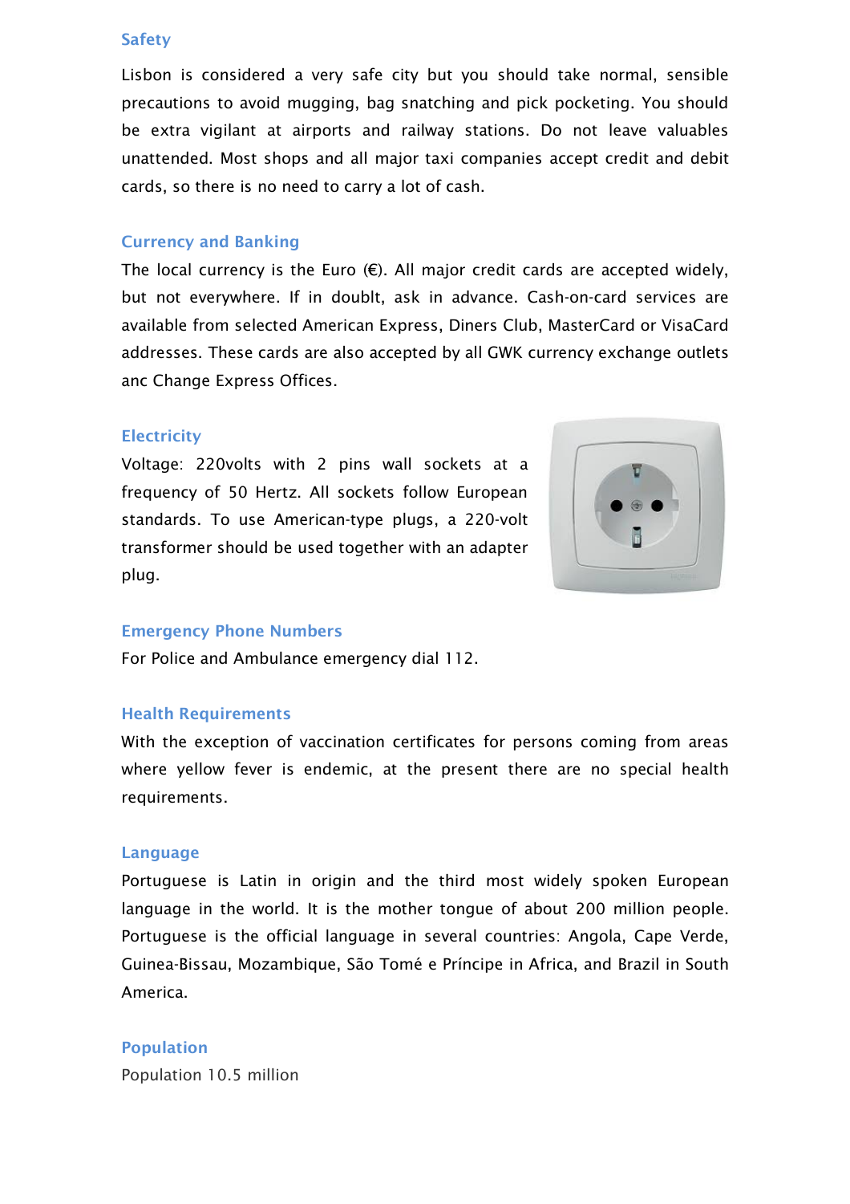## Safety

Lisbon is considered a very safe city but you should take normal, sensible precautions to avoid mugging, bag snatching and pick pocketing. You should be extra vigilant at airports and railway stations. Do not leave valuables unattended. Most shops and all major taxi companies accept credit and debit cards, so there is no need to carry a lot of cash.

## Currency and Banking

The local currency is the Euro (€). All major credit cards are accepted widely, but not everywhere. If in doublt, ask in advance. Cash-on-card services are available from selected American Express, Diners Club, MasterCard or VisaCard addresses. These cards are also accepted by all GWK currency exchange outlets anc Change Express Offices.

## Electricity

Voltage: 220volts with 2 pins wall sockets at a frequency of 50 Hertz. All sockets follow European standards. To use American-type plugs, a 220-volt transformer should be used together with an adapter plug.

## Emergency Phone Numbers

For Police and Ambulance emergency dial 112.

## Health Requirements

With the exception of vaccination certificates for persons coming from areas where yellow fever is endemic, at the present there are no special health requirements.

## Language

Portuguese is Latin in origin and the third most widely spoken European language in the world. It is the mother tongue of about 200 million people. Portuguese is the official language in several countries: Angola, Cape Verde, Guinea-Bissau, Mozambique, São Tomé e Príncipe in Africa, and Brazil in South America.

## Population

Population 10.5 million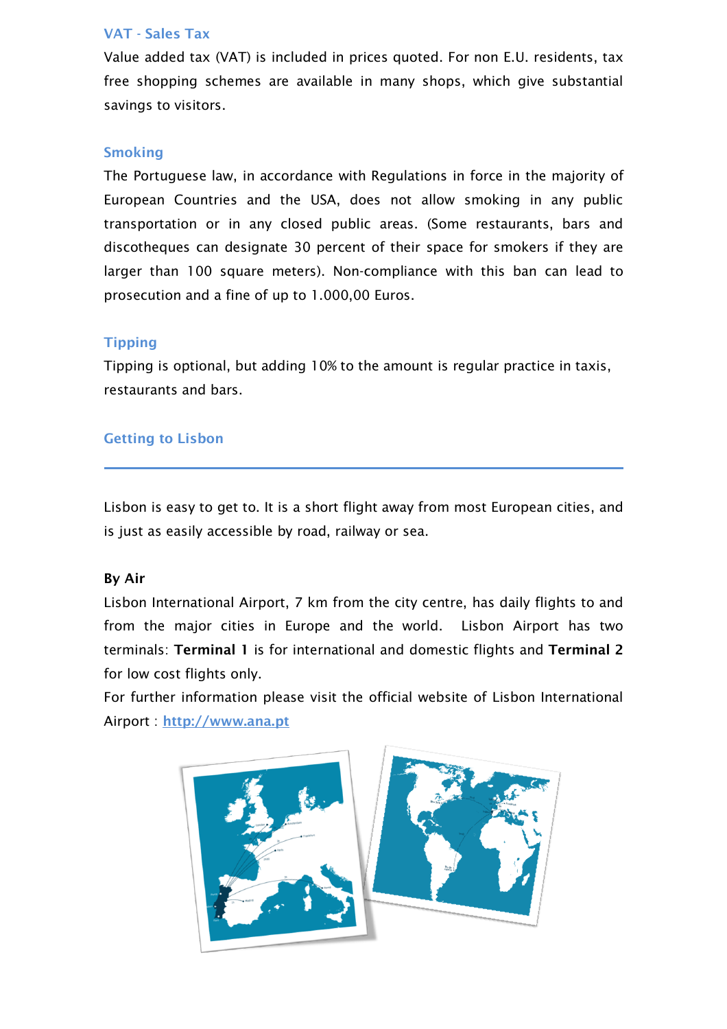### VAT - Sales Tax

Value added tax (VAT) is included in prices quoted. For non E.U. residents, tax free shopping schemes are available in many shops, which give substantial savings to visitors.

### Smoking

The Portuguese law, in accordance with Regulations in force in the majority of European Countries and the USA, does not allow smoking in any public transportation or in any closed public areas. (Some restaurants, bars and discotheques can designate 30 percent of their space for smokers if they are larger than 100 square meters). Non-compliance with this ban can lead to prosecution and a fine of up to 1.000,00 Euros.

### Tipping

Tipping is optional, but adding 10% to the amount is regular practice in taxis, restaurants and bars.

## Getting to Lisbon

Lisbon is easy to get to. It is a short flight away from most European cities, and is just as easily accessible by road, railway or sea.

**By Air**

Lisbon International Airport, 7 km from the city centre, has daily flights to and from the major cities in Europe and the world. Lisbon Airport has two terminals: **Terminal 1** is for international and domestic flights and **Terminal 2** for low cost flights only.

For further information please visit the official website of Lisbon International Airport : [http://www.ana.pt](http://www.ana.pt)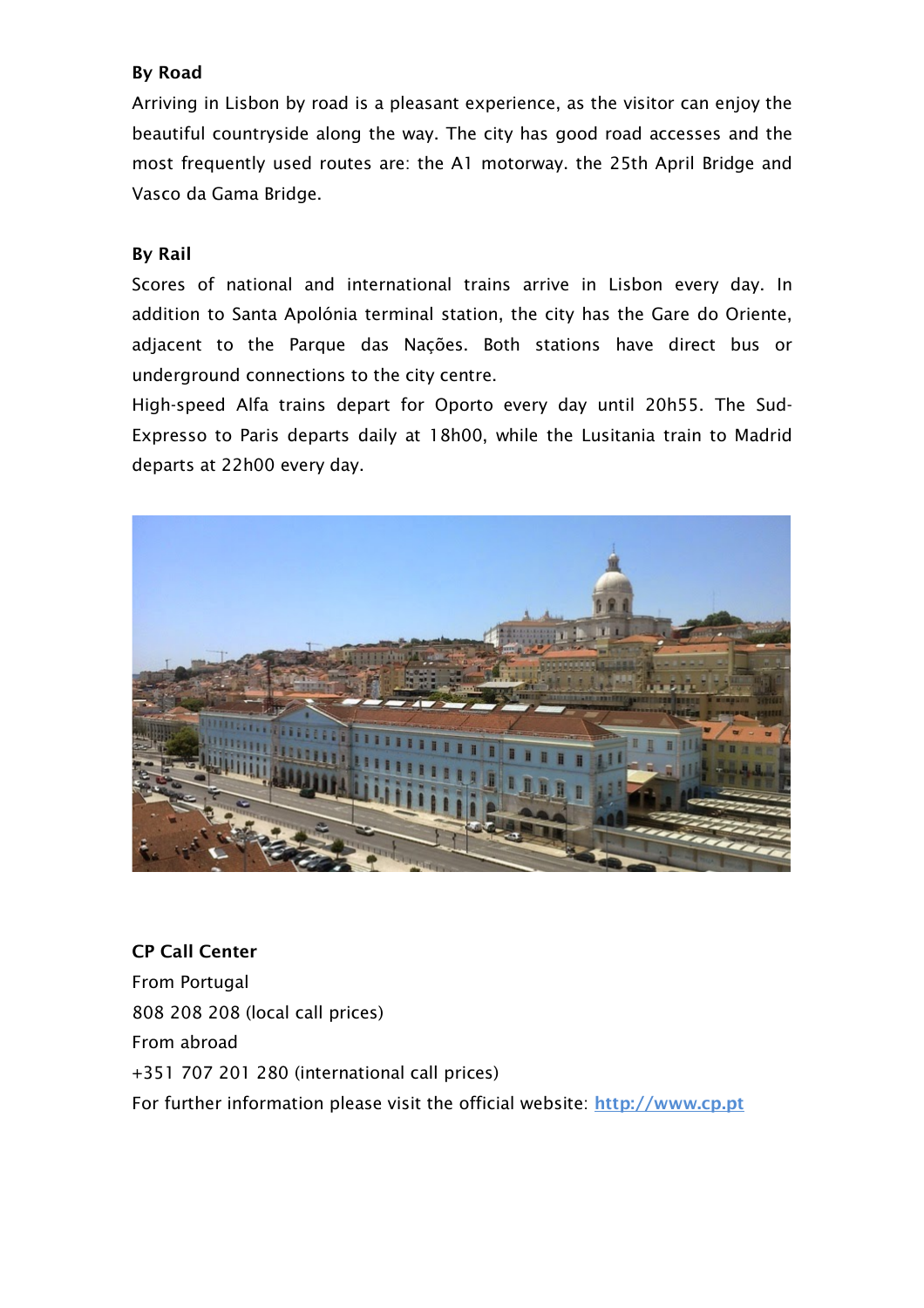**By Road**

Arriving in Lisbon by road is a pleasant experience, as the visitor can enjoy the beautiful countryside along the way. The city has good road accesses and the most frequently used routes are: the A1 motorway. the 25th April Bridge and Vasco da Gama Bridge.

**By Rail**

Scores of national and international trains arrive in Lisbon every day. In addition to Santa Apolónia terminal station, the city has the Gare do Oriente, adjacent to the Parque das Nações. Both stations have direct bus or underground connections to the city centre.

High-speed Alfa trains depart for Oporto every day until 20h55. The Sud-Expresso to Paris departs daily at 18h00, while the Lusitania train to Madrid departs at 22h00 every day.

**CP Call Center**

From Portugal

808 208 208 (local call prices)

From abroad

+351 707 201 280 (international call prices)

For further information please visit the official website: [http://www.cp.pt](http://www.cp.pt)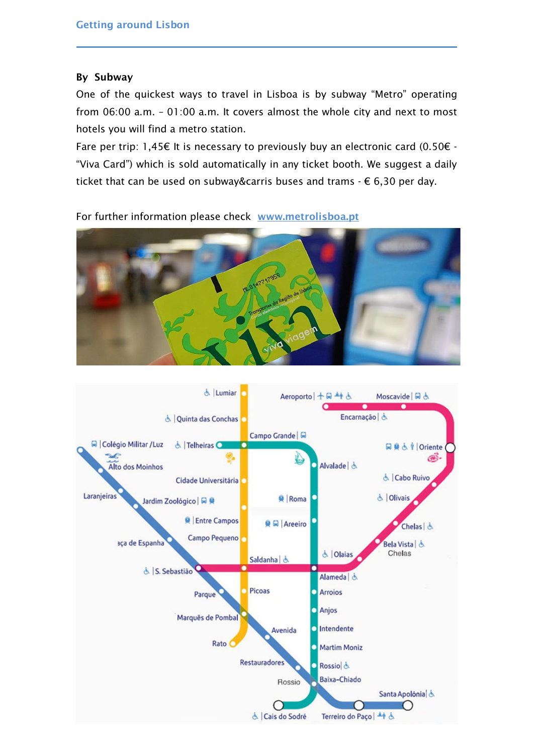## By Subway

One of the quickest ways to travel in Lisboa is by subway "Metro" operating from 06:00 a.m. – 01:00 a.m. It covers almost the whole city and next to most hotels you will find a metro station.

Fare per trip: 1,45€ It is necessary to previously buy an electronic card (0.50€ - "Viva Card") which is sold automatically in any ticket booth. We suggest a daily ticket that can be used on subway&carris buses and trams - € 6,30 per day.

For further information please check [www.metrolisboa.pt](http://www.metrolisboa.pt)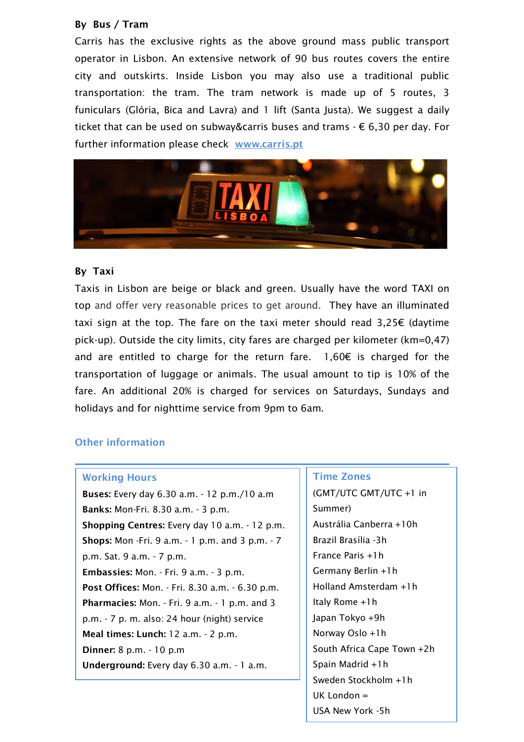### By Bus / Tram

Carris has the exclusive rights as the above ground mass public transport operator in Lisbon. An extensive network of 90 bus routes covers the entire city and outskirts. Inside Lisbon you may also use a traditional public transportation: the tram. The tram network is made up of 5 routes, 3 funiculars (Glória, Bica and Lavra) and 1 lift (Santa Justa). We suggest a daily ticket that can be used on subway&carris buses and trams - € 6,30 per day. For further information please check www.carris.pt

### By Taxi

Taxis in Lisbon are beige or black and green. Usually have the word TAXI on top and offer very reasonable prices to get around. They have an illuminated taxi sign at the top. The fare on the taxi meter should read 3,25€ (daytime pick-up). Outside the city limits, city fares are charged per kilometer (km=0,47) and are entitled to charge for the return fare. 1,60€ is charged for the transportation of luggage or animals. The usual amount to tip is 10% of the fare. An additional 20% is charged for services on Saturdays, Sundays and holidays and for nighttime service from 9pm to 6am.

## Other information

### Working Hours

**Buses:** Every day 6.30 a.m. - 12 p.m./10 a.m
**Banks:** Mon-Fri. 8.30 a.m. - 3 p.m.
**Shopping Centres:** Every day 10 a.m. - 12 p.m.
**Shops:** Mon -Fri. 9 a.m. - 1 p.m. and 3 p.m. - 7 p.m. Sat. 9 a.m. - 7 p.m.
**Embassies:** Mon. - Fri. 9 a.m. - 3 p.m.
**Post Offices:** Mon. - Fri. 8.30 a.m. - 6.30 p.m.
**Pharmacies:** Mon. - Fri. 9 a.m. - 1 p.m. and 3 p.m. - 7 p. m. also: 24 hour (night) service
**Meal times: Lunch:** 12 a.m. - 2 p.m.
**Dinner:** 8 p.m. - 10 p.m
**Underground:** Every day 6.30 a.m. - 1 a.m.

### Time Zones

(GMT/UTC GMT/UTC +1 in Summer)
Austrália Canberra +10h
Brazil Brasília -3h
France Paris +1h
Germany Berlin +1h
Holland Amsterdam +1h
Italy Rome +1h
Japan Tokyo +9h
Norway Oslo +1h
South Africa Cape Town +2h
Spain Madrid +1h
Sweden Stockholm +1h
UK London =
USA New York -5h